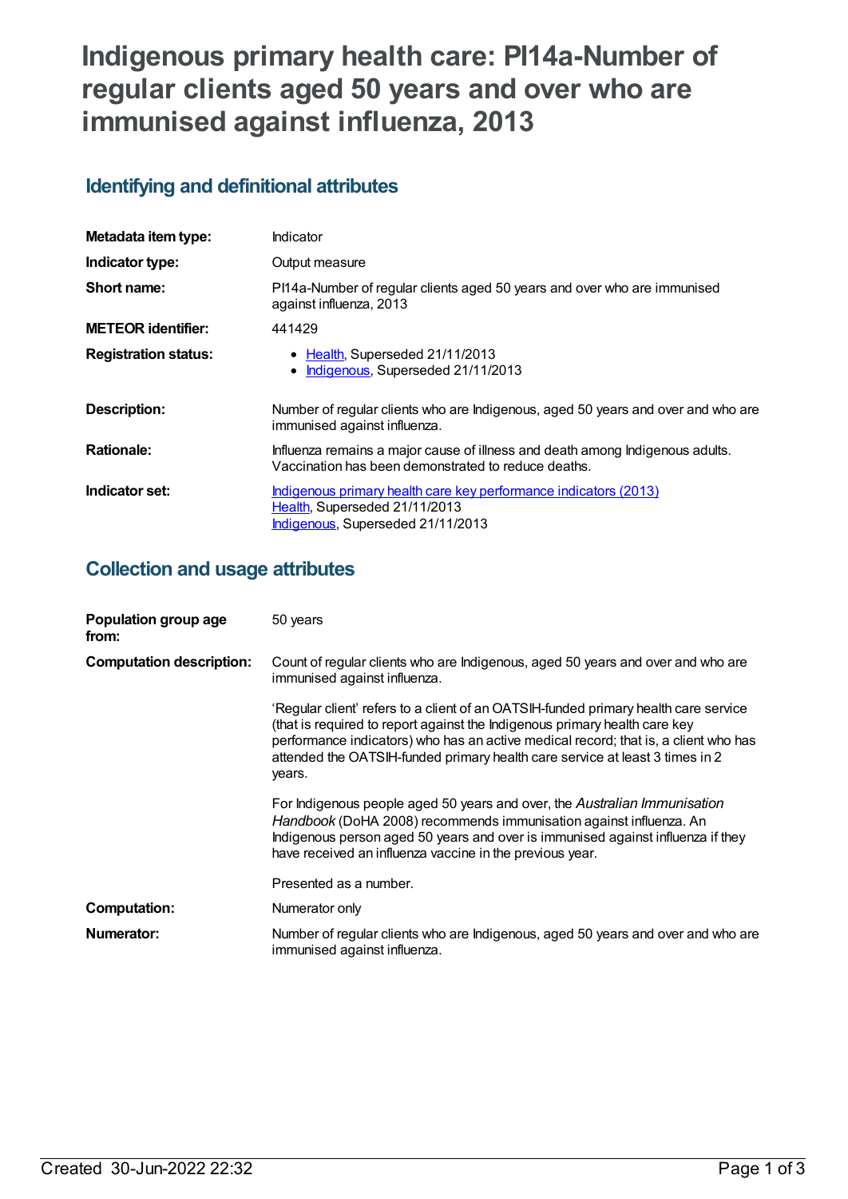# Indigenous primary health care: PI14a-Number of regular clients aged 50 years and over who are immunised against influenza, 2013

## Identifying and definitional attributes

| | |
|---|---|
| **Metadata item type:** | Indicator |
| **Indicator type:** | Output measure |
| **Short name:** | PI14a-Number of regular clients aged 50 years and over who are immunised against influenza, 2013 |
| **METEOR identifier:** | 441429 |
| **Registration status:** | • Health, Superseded 21/11/2013<br>• Indigenous, Superseded 21/11/2013 |
| **Description:** | Number of regular clients who are Indigenous, aged 50 years and over and who are immunised against influenza. |
| **Rationale:** | Influenza remains a major cause of illness and death among Indigenous adults. Vaccination has been demonstrated to reduce deaths. |
| **Indicator set:** | Indigenous primary health care key performance indicators (2013)<br>Health, Superseded 21/11/2013<br>Indigenous, Superseded 21/11/2013 |

## Collection and usage attributes

| | |
|---|---|
| **Population group age from:** | 50 years |
| **Computation description:** | Count of regular clients who are Indigenous, aged 50 years and over and who are immunised against influenza.<br><br>'Regular client' refers to a client of an OATSIH-funded primary health care service (that is required to report against the Indigenous primary health care key performance indicators) who has an active medical record; that is, a client who has attended the OATSIH-funded primary health care service at least 3 times in 2 years.<br><br>For Indigenous people aged 50 years and over, the *Australian Immunisation Handbook* (DoHA 2008) recommends immunisation against influenza. An Indigenous person aged 50 years and over is immunised against influenza if they have received an influenza vaccine in the previous year.<br><br>Presented as a number. |
| **Computation:** | Numerator only |
| **Numerator:** | Number of regular clients who are Indigenous, aged 50 years and over and who are immunised against influenza. |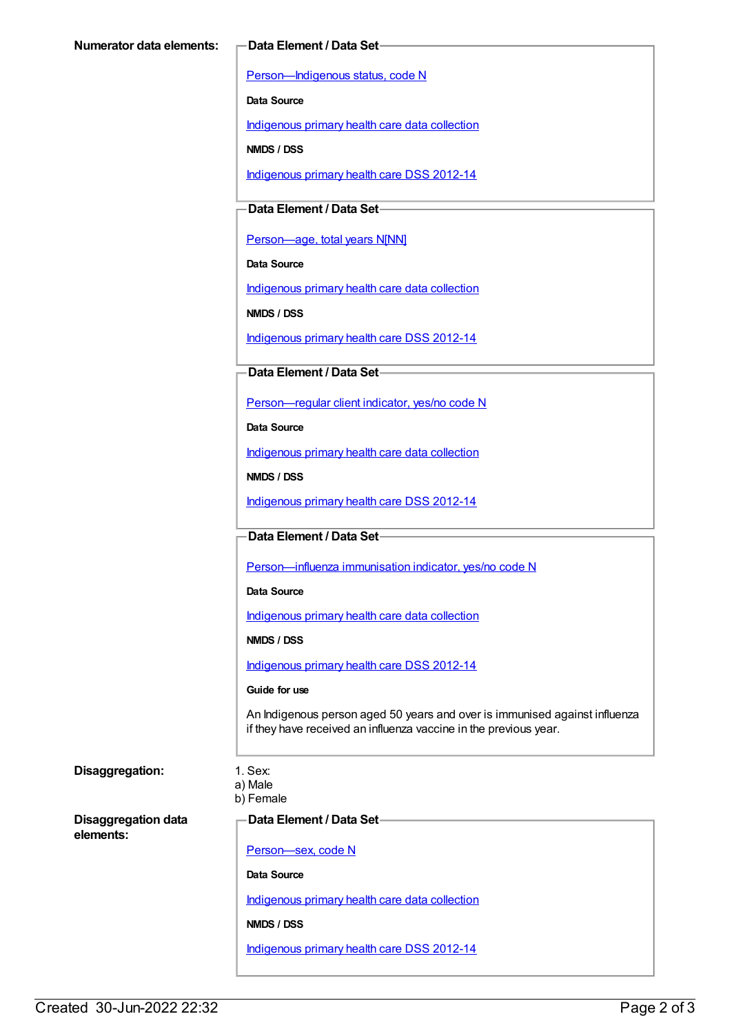**Numerator data elements:**

**Data Element / Data Set**

Person—Indigenous status, code N

**Data Source**

Indigenous primary health care data collection

**NMDS / DSS**

Indigenous primary health care DSS 2012-14

**Data Element / Data Set**

Person—age, total years N[NN]

**Data Source**

Indigenous primary health care data collection

**NMDS / DSS**

Indigenous primary health care DSS 2012-14

**Data Element / Data Set**

Person—regular client indicator, yes/no code N

**Data Source**

Indigenous primary health care data collection

**NMDS / DSS**

Indigenous primary health care DSS 2012-14

**Data Element / Data Set**

Person—influenza immunisation indicator, yes/no code N

**Data Source**

Indigenous primary health care data collection

**NMDS / DSS**

Indigenous primary health care DSS 2012-14

**Guide for use**

An Indigenous person aged 50 years and over is immunised against influenza if they have received an influenza vaccine in the previous year.

**Disaggregation:**

1. Sex:
a) Male
b) Female

**Disaggregation data elements:**

**Data Element / Data Set**

Person—sex, code N

**Data Source**

Indigenous primary health care data collection

**NMDS / DSS**

Indigenous primary health care DSS 2012-14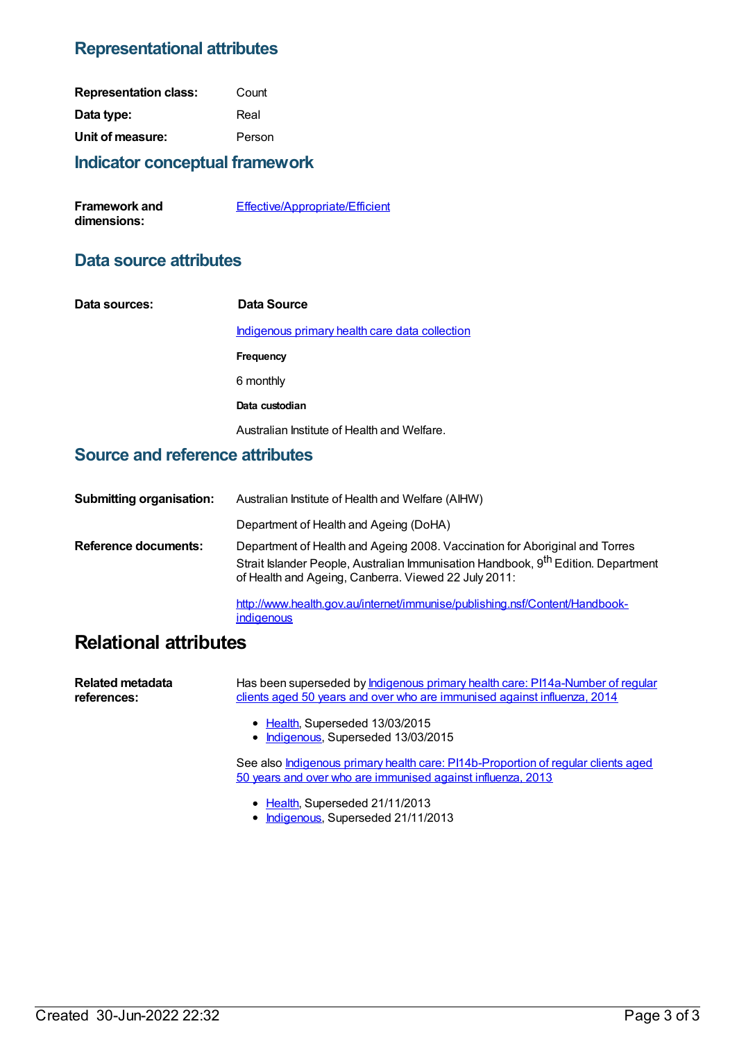## Representational attributes

**Representation class:** Count

**Data type:** Real

**Unit of measure:** Person

## Indicator conceptual framework

**Framework and dimensions:** Effective/Appropriate/Efficient

## Data source attributes

**Data sources:**

**Data Source**

Indigenous primary health care data collection

**Frequency**

6 monthly

**Data custodian**

Australian Institute of Health and Welfare.

## Source and reference attributes

**Submitting organisation:** Australian Institute of Health and Welfare (AIHW)

Department of Health and Ageing (DoHA)

**Reference documents:** Department of Health and Ageing 2008. Vaccination for Aboriginal and Torres Strait Islander People, Australian Immunisation Handbook, 9th Edition. Department of Health and Ageing, Canberra. Viewed 22 July 2011:

http://www.health.gov.au/internet/immunise/publishing.nsf/Content/Handbook-indigenous

# Relational attributes

**Related metadata references:**

Has been superseded by Indigenous primary health care: PI14a-Number of regular clients aged 50 years and over who are immunised against influenza, 2014

- Health, Superseded 13/03/2015
- Indigenous, Superseded 13/03/2015

See also Indigenous primary health care: PI14b-Proportion of regular clients aged 50 years and over who are immunised against influenza, 2013

- Health, Superseded 21/11/2013
- Indigenous, Superseded 21/11/2013